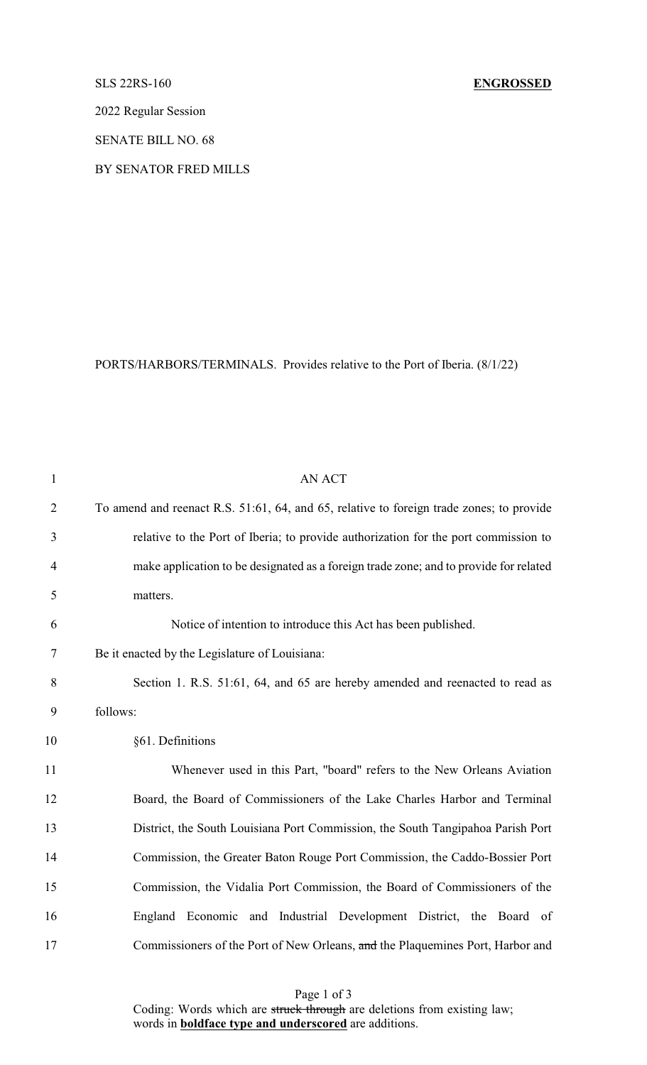SLS 22RS-160 **ENGROSSED**

2022 Regular Session

SENATE BILL NO. 68

BY SENATOR FRED MILLS

PORTS/HARBORS/TERMINALS. Provides relative to the Port of Iberia. (8/1/22)

AN ACT

To amend and reenact R.S. 51:61, 64, and 65, relative to foreign trade zones; to provide relative to the Port of Iberia; to provide authorization for the port commission to make application to be designated as a foreign trade zone; and to provide for related matters.

Notice of intention to introduce this Act has been published.

Be it enacted by the Legislature of Louisiana:

Section 1. R.S. 51:61, 64, and 65 are hereby amended and reenacted to read as follows:

§61. Definitions

Whenever used in this Part, "board" refers to the New Orleans Aviation Board, the Board of Commissioners of the Lake Charles Harbor and Terminal District, the South Louisiana Port Commission, the South Tangipahoa Parish Port Commission, the Greater Baton Rouge Port Commission, the Caddo-Bossier Port Commission, the Vidalia Port Commission, the Board of Commissioners of the England Economic and Industrial Development District, the Board of Commissioners of the Port of New Orleans, ~~and~~ the Plaquemines Port, Harbor and

Coding: Words which are ~~struck through~~ are deletions from existing law; words in **boldface type and underscored** are additions.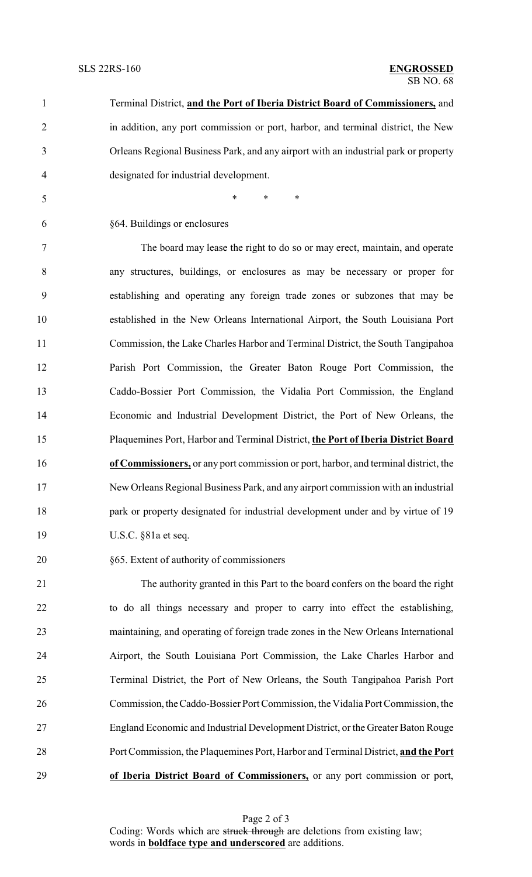Terminal District, **and the Port of Iberia District Board of Commissioners,** and in addition, any port commission or port, harbor, and terminal district, the New Orleans Regional Business Park, and any airport with an industrial park or property designated for industrial development.

\* \* \*

§64. Buildings or enclosures

The board may lease the right to do so or may erect, maintain, and operate any structures, buildings, or enclosures as may be necessary or proper for establishing and operating any foreign trade zones or subzones that may be established in the New Orleans International Airport, the South Louisiana Port Commission, the Lake Charles Harbor and Terminal District, the South Tangipahoa Parish Port Commission, the Greater Baton Rouge Port Commission, the Caddo-Bossier Port Commission, the Vidalia Port Commission, the England Economic and Industrial Development District, the Port of New Orleans, the Plaquemines Port, Harbor and Terminal District, **the Port of Iberia District Board of Commissioners,** or any port commission or port, harbor, and terminal district, the New Orleans Regional Business Park, and any airport commission with an industrial park or property designated for industrial development under and by virtue of 19 U.S.C. §81a et seq.

§65. Extent of authority of commissioners

The authority granted in this Part to the board confers on the board the right to do all things necessary and proper to carry into effect the establishing, maintaining, and operating of foreign trade zones in the New Orleans International Airport, the South Louisiana Port Commission, the Lake Charles Harbor and Terminal District, the Port of New Orleans, the South Tangipahoa Parish Port Commission, the Caddo-Bossier Port Commission, the Vidalia Port Commission, the England Economic and Industrial Development District, or the Greater Baton Rouge Port Commission, the Plaquemines Port, Harbor and Terminal District, **and the Port of Iberia District Board of Commissioners,** or any port commission or port,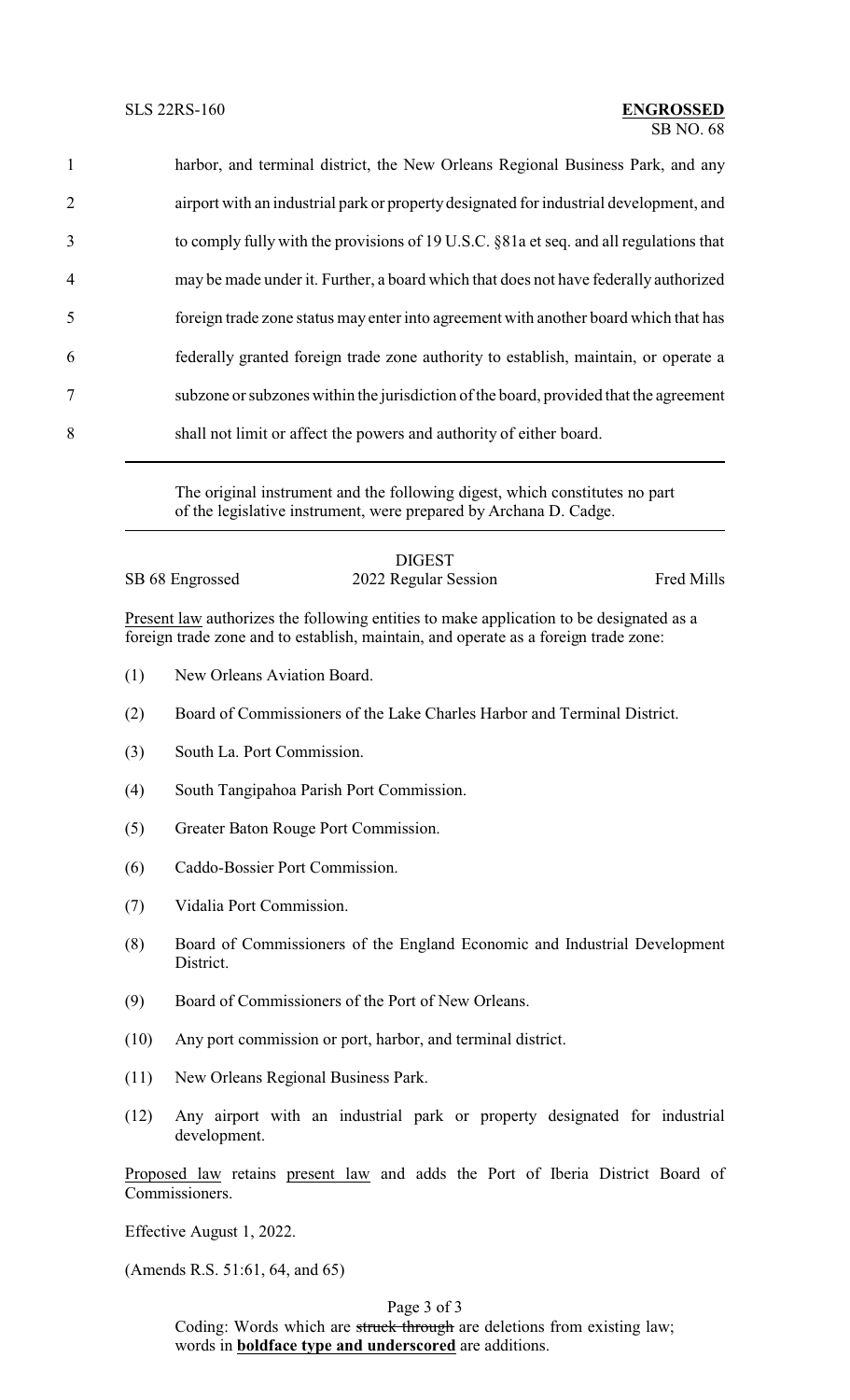1 harbor, and terminal district, the New Orleans Regional Business Park, and any
2 airport with an industrial park or property designated for industrial development, and
3 to comply fully with the provisions of 19 U.S.C. §81a et seq. and all regulations that
4 may be made under it. Further, a board which that does not have federally authorized
5 foreign trade zone status may enter into agreement with another board which that has
6 federally granted foreign trade zone authority to establish, maintain, or operate a
7 subzone or subzones within the jurisdiction of the board, provided that the agreement
8 shall not limit or affect the powers and authority of either board.

---

The original instrument and the following digest, which constitutes no part of the legislative instrument, were prepared by Archana D. Cadge.

---

DIGEST

SB 68 Engrossed 2022 Regular Session Fred Mills

Present law authorizes the following entities to make application to be designated as a foreign trade zone and to establish, maintain, and operate as a foreign trade zone:

(1) New Orleans Aviation Board.

(2) Board of Commissioners of the Lake Charles Harbor and Terminal District.

(3) South La. Port Commission.

(4) South Tangipahoa Parish Port Commission.

(5) Greater Baton Rouge Port Commission.

(6) Caddo-Bossier Port Commission.

(7) Vidalia Port Commission.

(8) Board of Commissioners of the England Economic and Industrial Development District.

(9) Board of Commissioners of the Port of New Orleans.

(10) Any port commission or port, harbor, and terminal district.

(11) New Orleans Regional Business Park.

(12) Any airport with an industrial park or property designated for industrial development.

Proposed law retains present law and adds the Port of Iberia District Board of Commissioners.

Effective August 1, 2022.

(Amends R.S. 51:61, 64, and 65)

Coding: Words which are ~~struck through~~ are deletions from existing law; words in **boldface type and underscored** are additions.